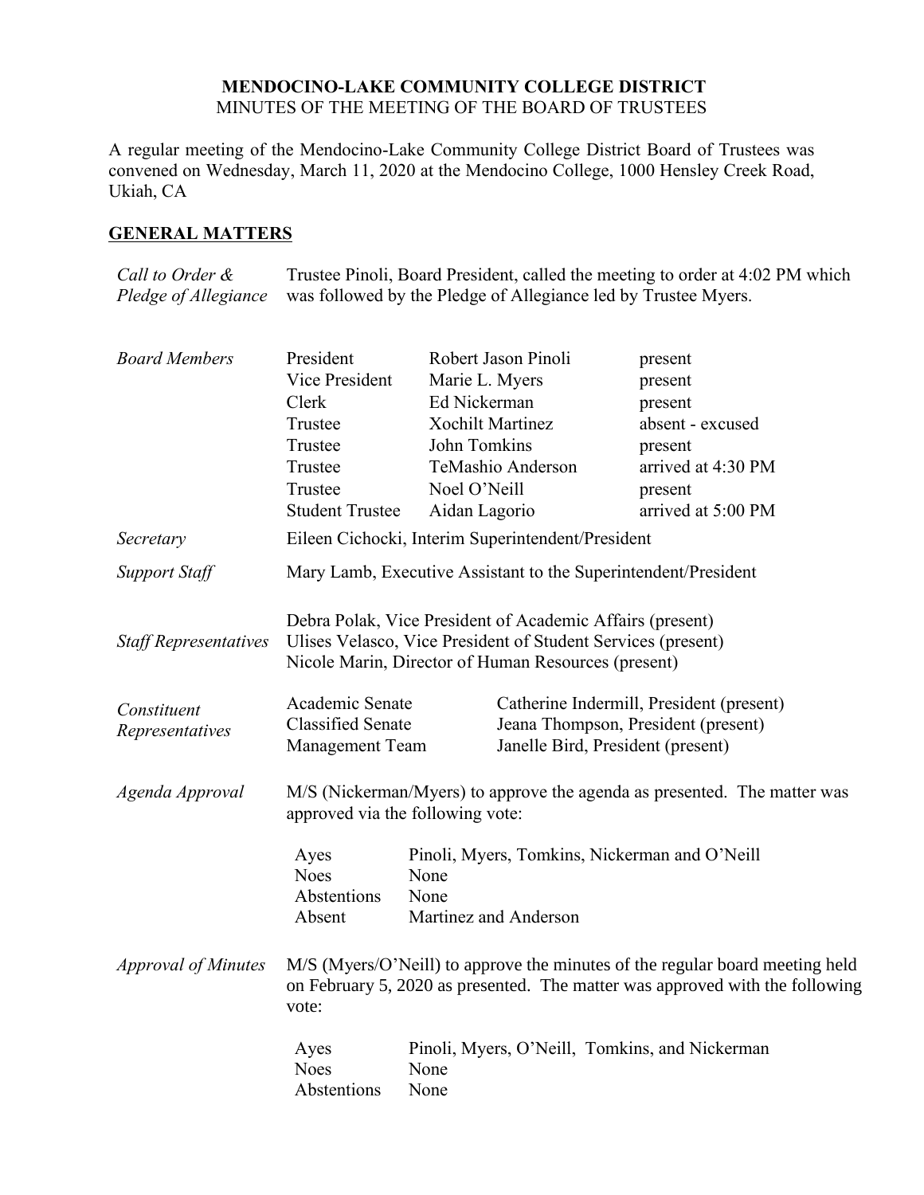**MENDOCINO-LAKE COMMUNITY COLLEGE DISTRICT**
MINUTES OF THE MEETING OF THE BOARD OF TRUSTEES

A regular meeting of the Mendocino-Lake Community College District Board of Trustees was convened on Wednesday, March 11, 2020 at the Mendocino College, 1000 Hensley Creek Road, Ukiah, CA

## GENERAL MATTERS

*Call to Order & Pledge of Allegiance*

Trustee Pinoli, Board President, called the meeting to order at 4:02 PM which was followed by the Pledge of Allegiance led by Trustee Myers.

*Board Members*

| | | |
|---|---|---|
| President | Robert Jason Pinoli | present |
| Vice President | Marie L. Myers | present |
| Clerk | Ed Nickerman | present |
| Trustee | Xochilt Martinez | absent - excused |
| Trustee | John Tomkins | present |
| Trustee | TeMashio Anderson | arrived at 4:30 PM |
| Trustee | Noel O'Neill | present |
| Student Trustee | Aidan Lagorio | arrived at 5:00 PM |

*Secretary*

Eileen Cichocki, Interim Superintendent/President

*Support Staff*

Mary Lamb, Executive Assistant to the Superintendent/President

*Staff Representatives*

Debra Polak, Vice President of Academic Affairs (present)
Ulises Velasco, Vice President of Student Services (present)
Nicole Marin, Director of Human Resources (present)

*Constituent Representatives*

| | |
|---|---|
| Academic Senate | Catherine Indermill, President (present) |
| Classified Senate | Jeana Thompson, President (present) |
| Management Team | Janelle Bird, President (present) |

*Agenda Approval*

M/S (Nickerman/Myers) to approve the agenda as presented. The matter was approved via the following vote:

| | |
|---|---|
| Ayes | Pinoli, Myers, Tomkins, Nickerman and O'Neill |
| Noes | None |
| Abstentions | None |
| Absent | Martinez and Anderson |

*Approval of Minutes*

M/S (Myers/O'Neill) to approve the minutes of the regular board meeting held on February 5, 2020 as presented. The matter was approved with the following vote:

| | |
|---|---|
| Ayes | Pinoli, Myers, O'Neill, Tomkins, and Nickerman |
| Noes | None |
| Abstentions | None |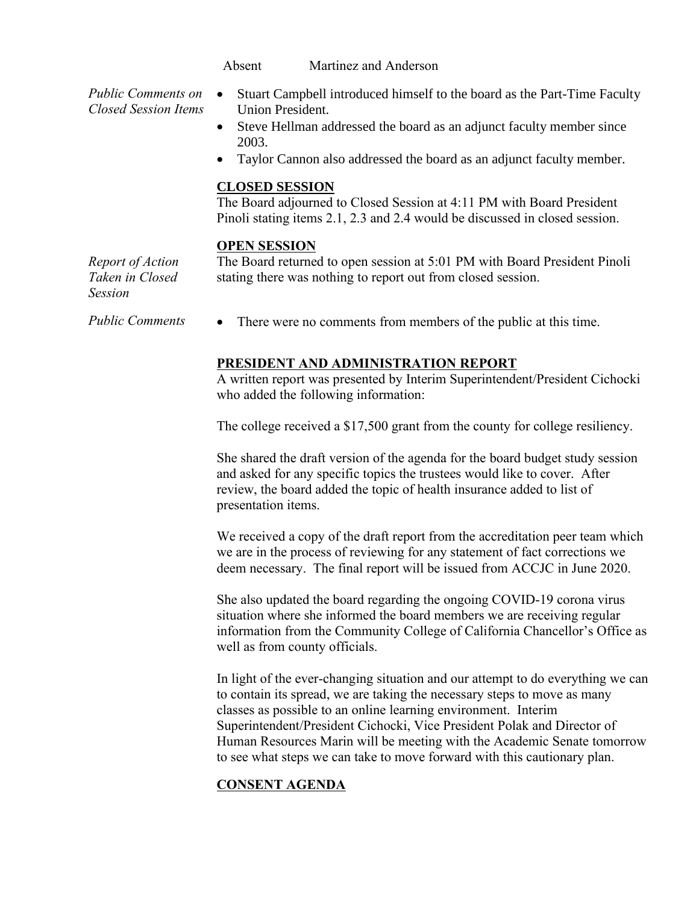Absent Martinez and Anderson

*Public Comments on Closed Session Items*

- Stuart Campbell introduced himself to the board as the Part-Time Faculty Union President.
- Steve Hellman addressed the board as an adjunct faculty member since 2003.
- Taylor Cannon also addressed the board as an adjunct faculty member.

**CLOSED SESSION**

The Board adjourned to Closed Session at 4:11 PM with Board President Pinoli stating items 2.1, 2.3 and 2.4 would be discussed in closed session.

**OPEN SESSION**

*Report of Action Taken in Closed Session*

The Board returned to open session at 5:01 PM with Board President Pinoli stating there was nothing to report out from closed session.

*Public Comments*

- There were no comments from members of the public at this time.

**PRESIDENT AND ADMINISTRATION REPORT**

A written report was presented by Interim Superintendent/President Cichocki who added the following information:

The college received a $17,500 grant from the county for college resiliency.

She shared the draft version of the agenda for the board budget study session and asked for any specific topics the trustees would like to cover. After review, the board added the topic of health insurance added to list of presentation items.

We received a copy of the draft report from the accreditation peer team which we are in the process of reviewing for any statement of fact corrections we deem necessary. The final report will be issued from ACCJC in June 2020.

She also updated the board regarding the ongoing COVID-19 corona virus situation where she informed the board members we are receiving regular information from the Community College of California Chancellor's Office as well as from county officials.

In light of the ever-changing situation and our attempt to do everything we can to contain its spread, we are taking the necessary steps to move as many classes as possible to an online learning environment. Interim Superintendent/President Cichocki, Vice President Polak and Director of Human Resources Marin will be meeting with the Academic Senate tomorrow to see what steps we can take to move forward with this cautionary plan.

**CONSENT AGENDA**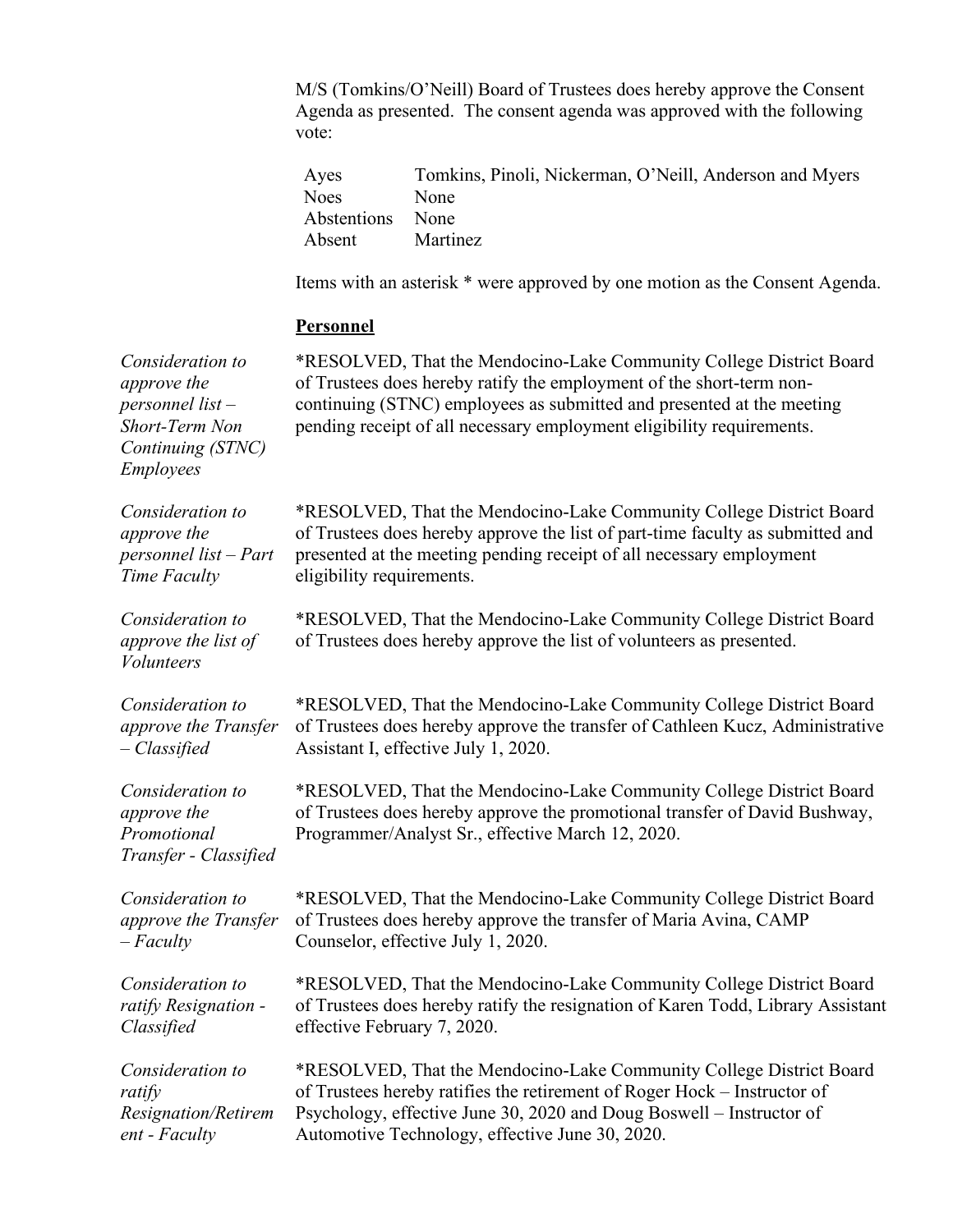M/S (Tomkins/O'Neill) Board of Trustees does hereby approve the Consent Agenda as presented. The consent agenda was approved with the following vote:

| | |
|---|---|
| Ayes | Tomkins, Pinoli, Nickerman, O'Neill, Anderson and Myers |
| Noes | None |
| Abstentions | None |
| Absent | Martinez |

Items with an asterisk * were approved by one motion as the Consent Agenda.

**Personnel**

*Consideration to approve the personnel list – Short-Term Non Continuing (STNC) Employees*

*RESOLVED, That the Mendocino-Lake Community College District Board of Trustees does hereby ratify the employment of the short-term non-continuing (STNC) employees as submitted and presented at the meeting pending receipt of all necessary employment eligibility requirements.

*Consideration to approve the personnel list – Part Time Faculty*

*RESOLVED, That the Mendocino-Lake Community College District Board of Trustees does hereby approve the list of part-time faculty as submitted and presented at the meeting pending receipt of all necessary employment eligibility requirements.

*Consideration to approve the list of Volunteers*

*RESOLVED, That the Mendocino-Lake Community College District Board of Trustees does hereby approve the list of volunteers as presented.

*Consideration to approve the Transfer – Classified*

*RESOLVED, That the Mendocino-Lake Community College District Board of Trustees does hereby approve the transfer of Cathleen Kucz, Administrative Assistant I, effective July 1, 2020.

*Consideration to approve the Promotional Transfer - Classified*

*RESOLVED, That the Mendocino-Lake Community College District Board of Trustees does hereby approve the promotional transfer of David Bushway, Programmer/Analyst Sr., effective March 12, 2020.

*Consideration to approve the Transfer – Faculty*

*RESOLVED, That the Mendocino-Lake Community College District Board of Trustees does hereby approve the transfer of Maria Avina, CAMP Counselor, effective July 1, 2020.

*Consideration to ratify Resignation - Classified*

*RESOLVED, That the Mendocino-Lake Community College District Board of Trustees does hereby ratify the resignation of Karen Todd, Library Assistant effective February 7, 2020.

*Consideration to ratify Resignation/Retirement - Faculty*

*RESOLVED, That the Mendocino-Lake Community College District Board of Trustees hereby ratifies the retirement of Roger Hock – Instructor of Psychology, effective June 30, 2020 and Doug Boswell – Instructor of Automotive Technology, effective June 30, 2020.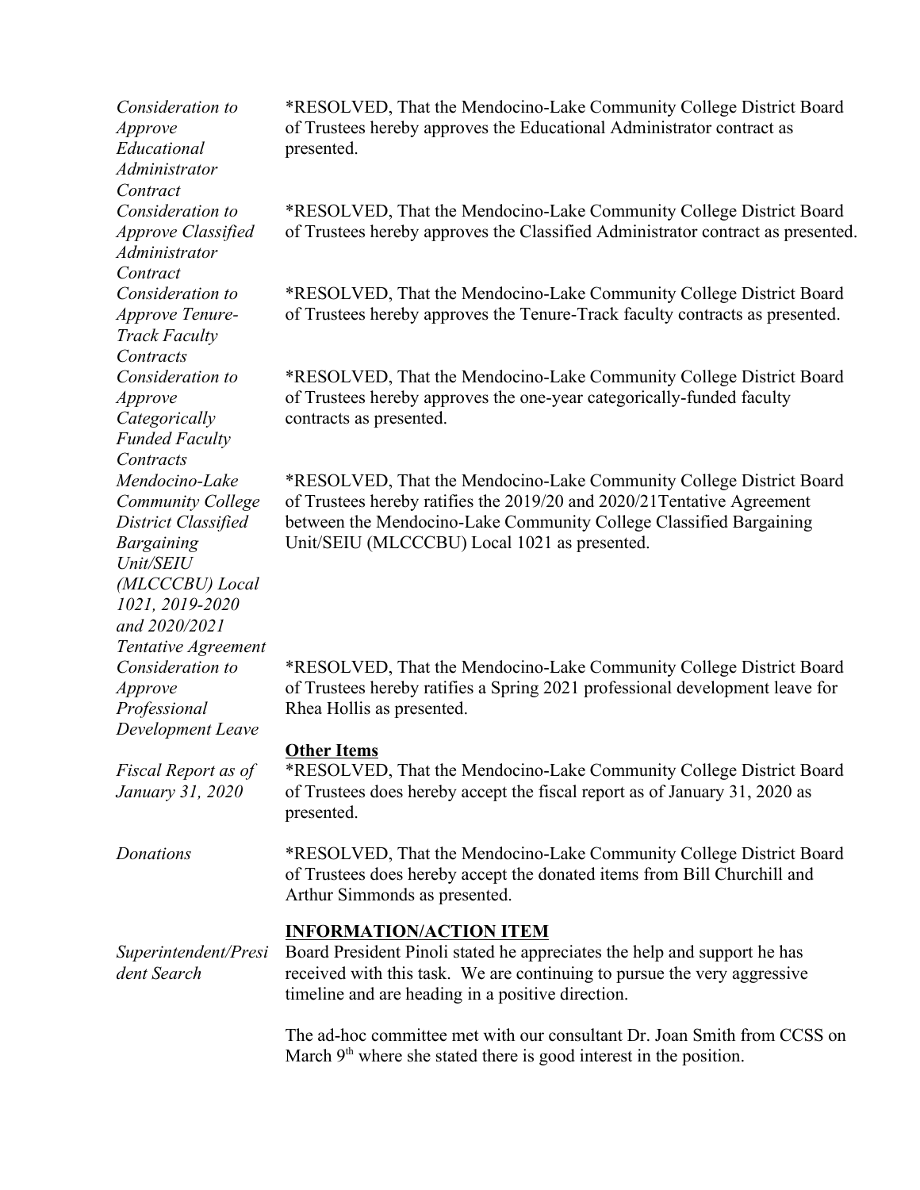*Consideration to Approve Educational Administrator Contract*

*RESOLVED, That the Mendocino-Lake Community College District Board of Trustees hereby approves the Educational Administrator contract as presented.

*Consideration to Approve Classified Administrator Contract*

*RESOLVED, That the Mendocino-Lake Community College District Board of Trustees hereby approves the Classified Administrator contract as presented.

*Consideration to Approve Tenure-Track Faculty Contracts*

*RESOLVED, That the Mendocino-Lake Community College District Board of Trustees hereby approves the Tenure-Track faculty contracts as presented.

*Consideration to Approve Categorically Funded Faculty Contracts*

*RESOLVED, That the Mendocino-Lake Community College District Board of Trustees hereby approves the one-year categorically-funded faculty contracts as presented.

*Mendocino-Lake Community College District Classified Bargaining Unit/SEIU (MLCCCBU) Local 1021, 2019-2020 and 2020/2021 Tentative Agreement*

*RESOLVED, That the Mendocino-Lake Community College District Board of Trustees hereby ratifies the 2019/20 and 2020/21Tentative Agreement between the Mendocino-Lake Community College Classified Bargaining Unit/SEIU (MLCCCBU) Local 1021 as presented.

*Consideration to Approve Professional Development Leave*

*RESOLVED, That the Mendocino-Lake Community College District Board of Trustees hereby ratifies a Spring 2021 professional development leave for Rhea Hollis as presented.

**Other Items**

*Fiscal Report as of January 31, 2020*

*RESOLVED, That the Mendocino-Lake Community College District Board of Trustees does hereby accept the fiscal report as of January 31, 2020 as presented.

*Donations*

*RESOLVED, That the Mendocino-Lake Community College District Board of Trustees does hereby accept the donated items from Bill Churchill and Arthur Simmonds as presented.

**INFORMATION/ACTION ITEM**

*Superintendent/President Search*

Board President Pinoli stated he appreciates the help and support he has received with this task. We are continuing to pursue the very aggressive timeline and are heading in a positive direction.

The ad-hoc committee met with our consultant Dr. Joan Smith from CCSS on March 9th where she stated there is good interest in the position.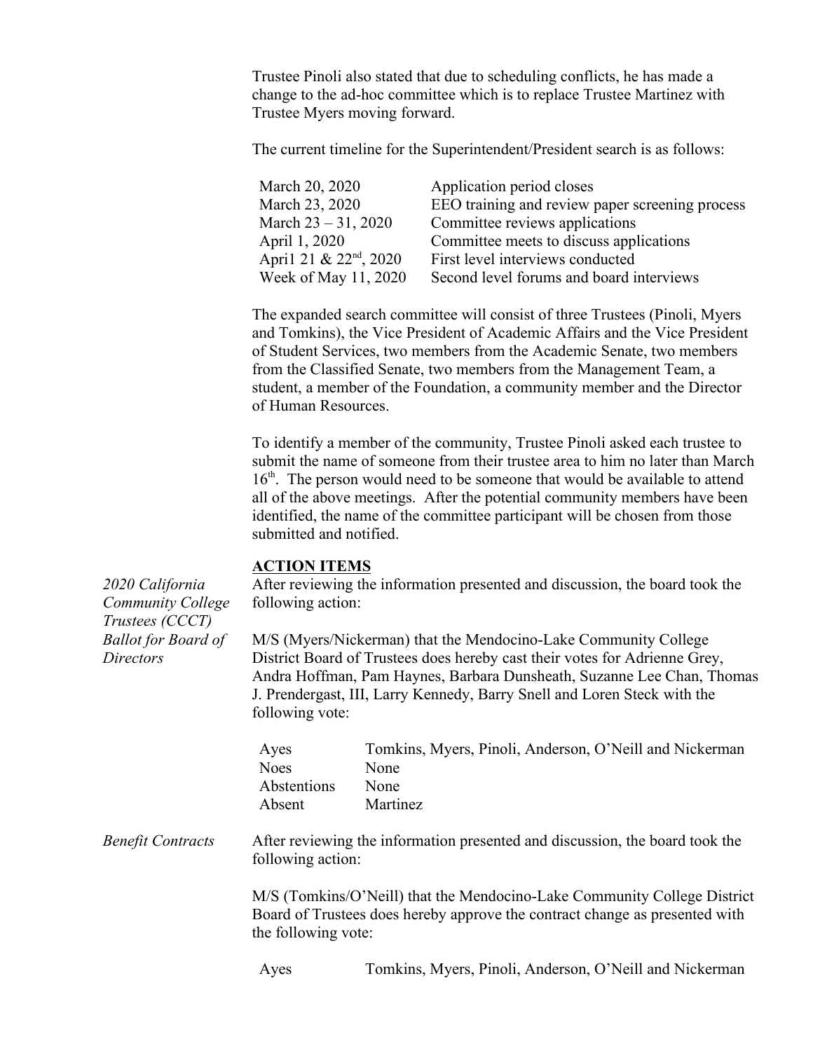Trustee Pinoli also stated that due to scheduling conflicts, he has made a change to the ad-hoc committee which is to replace Trustee Martinez with Trustee Myers moving forward.

The current timeline for the Superintendent/President search is as follows:

| | |
|---|---|
| March 20, 2020 | Application period closes |
| March 23, 2020 | EEO training and review paper screening process |
| March 23 – 31, 2020 | Committee reviews applications |
| April 1, 2020 | Committee meets to discuss applications |
| Apri1 21 & 22nd, 2020 | First level interviews conducted |
| Week of May 11, 2020 | Second level forums and board interviews |

The expanded search committee will consist of three Trustees (Pinoli, Myers and Tomkins), the Vice President of Academic Affairs and the Vice President of Student Services, two members from the Academic Senate, two members from the Classified Senate, two members from the Management Team, a student, a member of the Foundation, a community member and the Director of Human Resources.

To identify a member of the community, Trustee Pinoli asked each trustee to submit the name of someone from their trustee area to him no later than March 16th. The person would need to be someone that would be available to attend all of the above meetings. After the potential community members have been identified, the name of the committee participant will be chosen from those submitted and notified.

## ACTION ITEMS

*2020 California Community College Trustees (CCCT) Ballot for Board of Directors*

After reviewing the information presented and discussion, the board took the following action:

M/S (Myers/Nickerman) that the Mendocino-Lake Community College District Board of Trustees does hereby cast their votes for Adrienne Grey, Andra Hoffman, Pam Haynes, Barbara Dunsheath, Suzanne Lee Chan, Thomas J. Prendergast, III, Larry Kennedy, Barry Snell and Loren Steck with the following vote:

| | |
|---|---|
| Ayes | Tomkins, Myers, Pinoli, Anderson, O'Neill and Nickerman |
| Noes | None |
| Abstentions | None |
| Absent | Martinez |

*Benefit Contracts*

After reviewing the information presented and discussion, the board took the following action:

M/S (Tomkins/O'Neill) that the Mendocino-Lake Community College District Board of Trustees does hereby approve the contract change as presented with the following vote:

| | |
|---|---|
| Ayes | Tomkins, Myers, Pinoli, Anderson, O'Neill and Nickerman |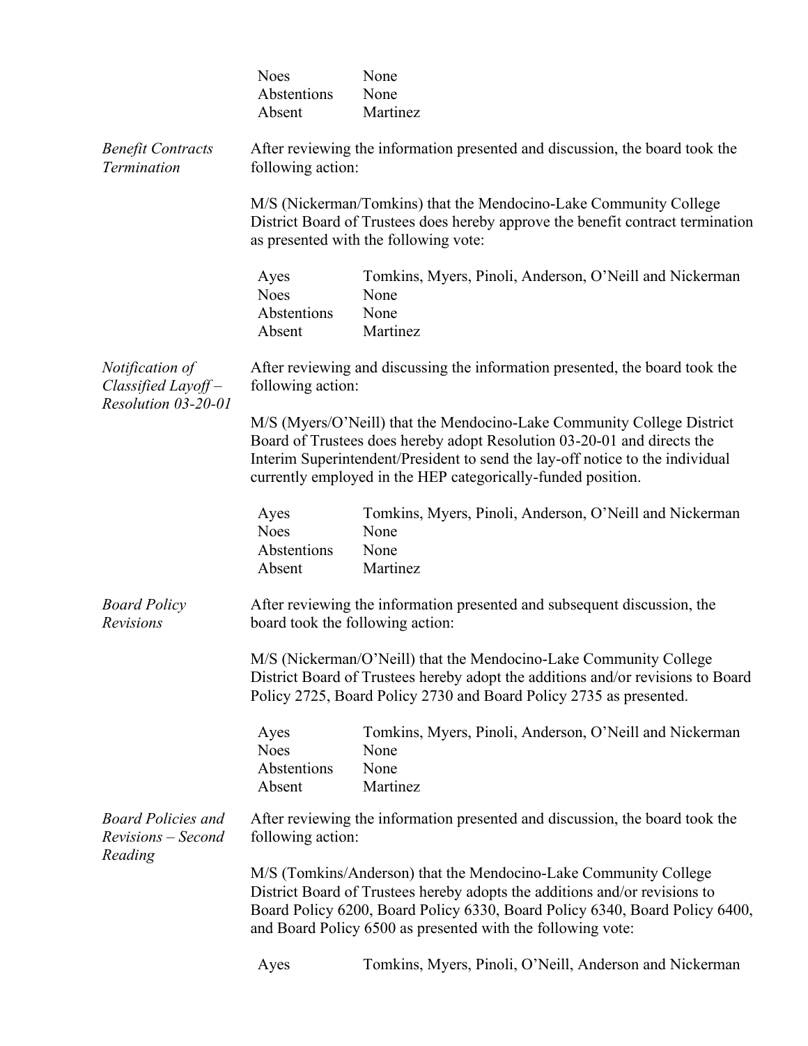| | |
|---|---|
| Noes | None |
| Abstentions | None |
| Absent | Martinez |

*Benefit Contracts Termination*

After reviewing the information presented and discussion, the board took the following action:

M/S (Nickerman/Tomkins) that the Mendocino-Lake Community College District Board of Trustees does hereby approve the benefit contract termination as presented with the following vote:

| | |
|---|---|
| Ayes | Tomkins, Myers, Pinoli, Anderson, O'Neill and Nickerman |
| Noes | None |
| Abstentions | None |
| Absent | Martinez |

*Notification of Classified Layoff – Resolution 03-20-01*

After reviewing and discussing the information presented, the board took the following action:

M/S (Myers/O'Neill) that the Mendocino-Lake Community College District Board of Trustees does hereby adopt Resolution 03-20-01 and directs the Interim Superintendent/President to send the lay-off notice to the individual currently employed in the HEP categorically-funded position.

| | |
|---|---|
| Ayes | Tomkins, Myers, Pinoli, Anderson, O'Neill and Nickerman |
| Noes | None |
| Abstentions | None |
| Absent | Martinez |

*Board Policy Revisions*

After reviewing the information presented and subsequent discussion, the board took the following action:

M/S (Nickerman/O'Neill) that the Mendocino-Lake Community College District Board of Trustees hereby adopt the additions and/or revisions to Board Policy 2725, Board Policy 2730 and Board Policy 2735 as presented.

| | |
|---|---|
| Ayes | Tomkins, Myers, Pinoli, Anderson, O'Neill and Nickerman |
| Noes | None |
| Abstentions | None |
| Absent | Martinez |

*Board Policies and Revisions – Second Reading*

After reviewing the information presented and discussion, the board took the following action:

M/S (Tomkins/Anderson) that the Mendocino-Lake Community College District Board of Trustees hereby adopts the additions and/or revisions to Board Policy 6200, Board Policy 6330, Board Policy 6340, Board Policy 6400, and Board Policy 6500 as presented with the following vote:

| | |
|---|---|
| Ayes | Tomkins, Myers, Pinoli, O'Neill, Anderson and Nickerman |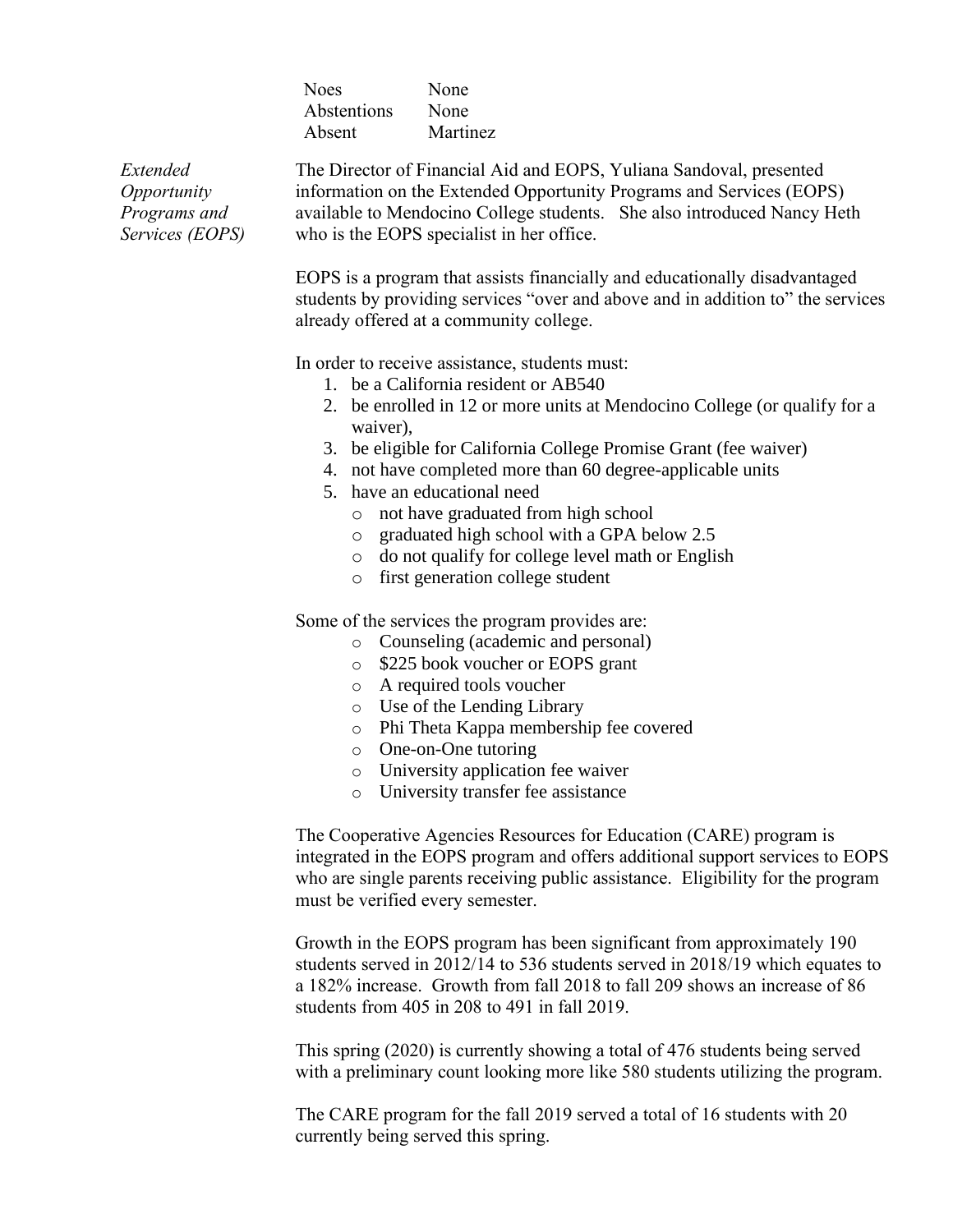| | |
|---|---|
| Noes | None |
| Abstentions | None |
| Absent | Martinez |

*Extended Opportunity Programs and Services (EOPS)*

The Director of Financial Aid and EOPS, Yuliana Sandoval, presented information on the Extended Opportunity Programs and Services (EOPS) available to Mendocino College students. She also introduced Nancy Heth who is the EOPS specialist in her office.

EOPS is a program that assists financially and educationally disadvantaged students by providing services "over and above and in addition to" the services already offered at a community college.

In order to receive assistance, students must:

1. be a California resident or AB540
2. be enrolled in 12 or more units at Mendocino College (or qualify for a waiver),
3. be eligible for California College Promise Grant (fee waiver)
4. not have completed more than 60 degree-applicable units
5. have an educational need
   - not have graduated from high school
   - graduated high school with a GPA below 2.5
   - do not qualify for college level math or English
   - first generation college student

Some of the services the program provides are:

- Counseling (academic and personal)
- $225 book voucher or EOPS grant
- A required tools voucher
- Use of the Lending Library
- Phi Theta Kappa membership fee covered
- One-on-One tutoring
- University application fee waiver
- University transfer fee assistance

The Cooperative Agencies Resources for Education (CARE) program is integrated in the EOPS program and offers additional support services to EOPS who are single parents receiving public assistance. Eligibility for the program must be verified every semester.

Growth in the EOPS program has been significant from approximately 190 students served in 2012/14 to 536 students served in 2018/19 which equates to a 182% increase. Growth from fall 2018 to fall 209 shows an increase of 86 students from 405 in 208 to 491 in fall 2019.

This spring (2020) is currently showing a total of 476 students being served with a preliminary count looking more like 580 students utilizing the program.

The CARE program for the fall 2019 served a total of 16 students with 20 currently being served this spring.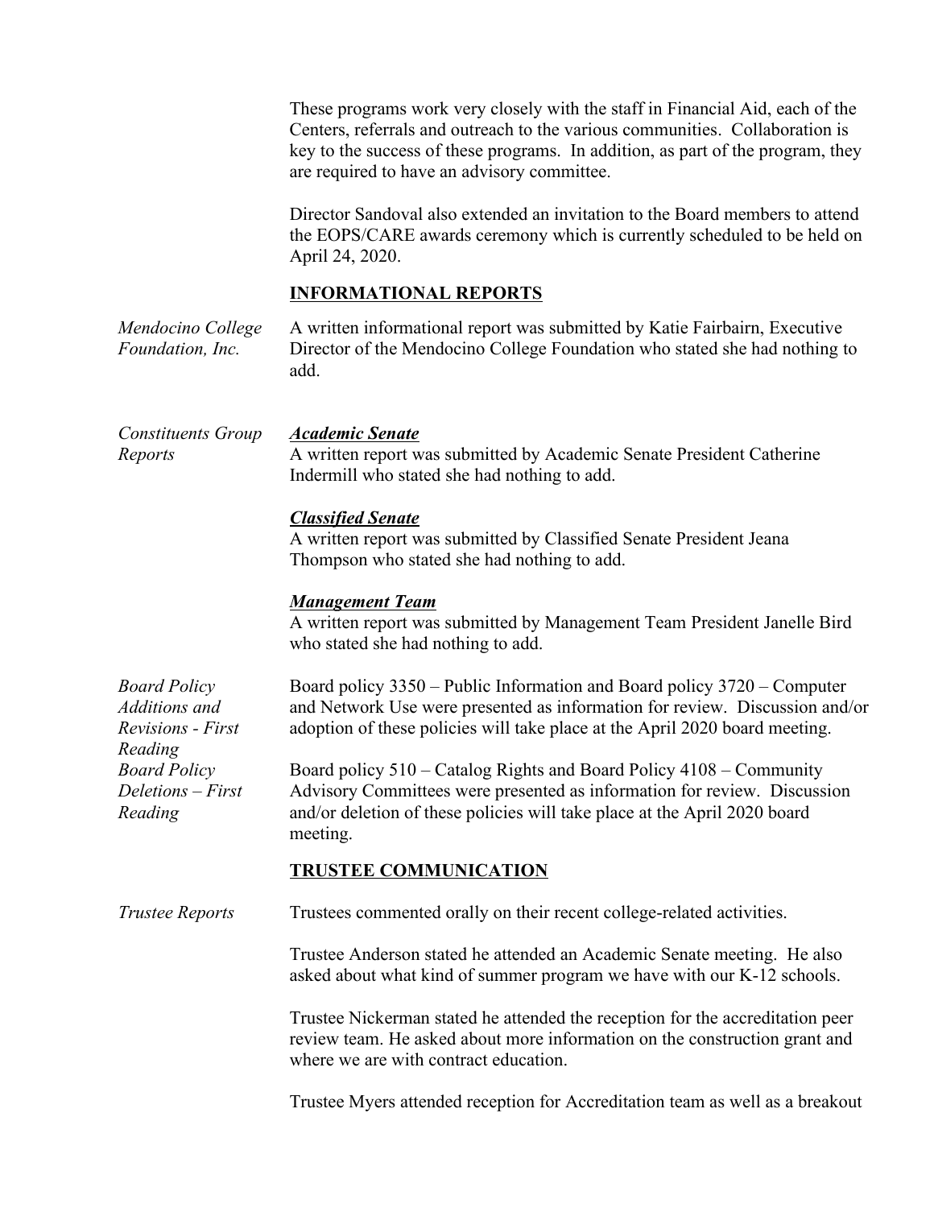These programs work very closely with the staff in Financial Aid, each of the Centers, referrals and outreach to the various communities. Collaboration is key to the success of these programs. In addition, as part of the program, they are required to have an advisory committee.

Director Sandoval also extended an invitation to the Board members to attend the EOPS/CARE awards ceremony which is currently scheduled to be held on April 24, 2020.

## INFORMATIONAL REPORTS

*Mendocino College Foundation, Inc.*

A written informational report was submitted by Katie Fairbairn, Executive Director of the Mendocino College Foundation who stated she had nothing to add.

*Constituents Group Reports*

***Academic Senate***

A written report was submitted by Academic Senate President Catherine Indermill who stated she had nothing to add.

***Classified Senate***

A written report was submitted by Classified Senate President Jeana Thompson who stated she had nothing to add.

***Management Team***

A written report was submitted by Management Team President Janelle Bird who stated she had nothing to add.

*Board Policy Additions and Revisions - First Reading*

Board policy 3350 – Public Information and Board policy 3720 – Computer and Network Use were presented as information for review. Discussion and/or adoption of these policies will take place at the April 2020 board meeting.

*Board Policy Deletions – First Reading*

Board policy 510 – Catalog Rights and Board Policy 4108 – Community Advisory Committees were presented as information for review. Discussion and/or deletion of these policies will take place at the April 2020 board meeting.

## TRUSTEE COMMUNICATION

*Trustee Reports*

Trustees commented orally on their recent college-related activities.

Trustee Anderson stated he attended an Academic Senate meeting. He also asked about what kind of summer program we have with our K-12 schools.

Trustee Nickerman stated he attended the reception for the accreditation peer review team. He asked about more information on the construction grant and where we are with contract education.

Trustee Myers attended reception for Accreditation team as well as a breakout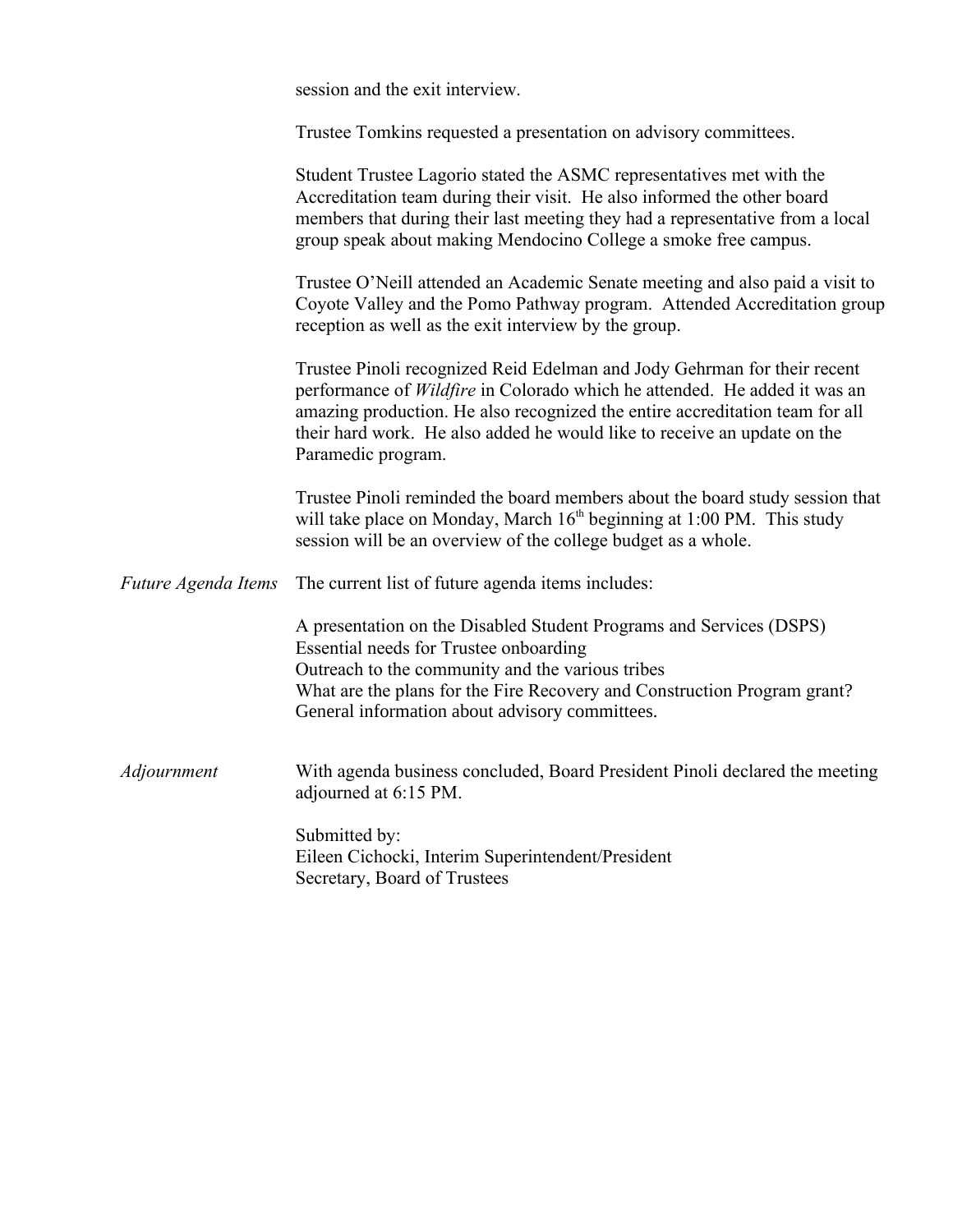session and the exit interview.

Trustee Tomkins requested a presentation on advisory committees.

Student Trustee Lagorio stated the ASMC representatives met with the Accreditation team during their visit. He also informed the other board members that during their last meeting they had a representative from a local group speak about making Mendocino College a smoke free campus.

Trustee O'Neill attended an Academic Senate meeting and also paid a visit to Coyote Valley and the Pomo Pathway program. Attended Accreditation group reception as well as the exit interview by the group.

Trustee Pinoli recognized Reid Edelman and Jody Gehrman for their recent performance of *Wildfire* in Colorado which he attended. He added it was an amazing production. He also recognized the entire accreditation team for all their hard work. He also added he would like to receive an update on the Paramedic program.

Trustee Pinoli reminded the board members about the board study session that will take place on Monday, March 16th beginning at 1:00 PM. This study session will be an overview of the college budget as a whole.

*Future Agenda Items*

The current list of future agenda items includes:

A presentation on the Disabled Student Programs and Services (DSPS)
Essential needs for Trustee onboarding
Outreach to the community and the various tribes
What are the plans for the Fire Recovery and Construction Program grant?
General information about advisory committees.

*Adjournment*

With agenda business concluded, Board President Pinoli declared the meeting adjourned at 6:15 PM.

Submitted by:
Eileen Cichocki, Interim Superintendent/President
Secretary, Board of Trustees